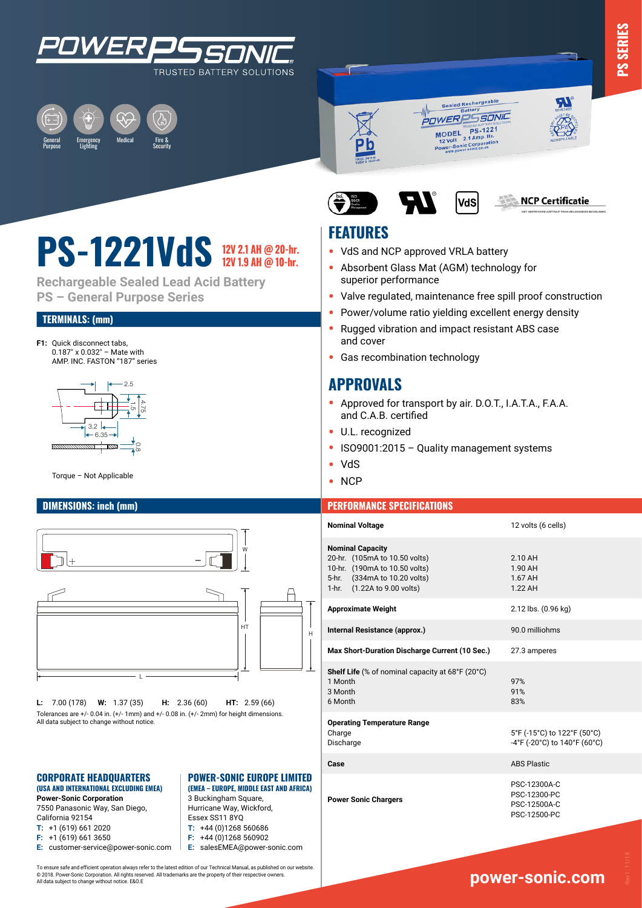# POWER SONIC

TRUSTED BATTERY SOLUTIONS

General Purpose | Emergency Lighting | Medical | Fire & Security

PS SERIES

# PS-1221VdS

**12V 2.1 AH @ 20-hr.**
**12V 1.9 AH @ 10-hr.**

**Rechargeable Sealed Lead Acid Battery**
**PS – General Purpose Series**

## TERMINALS: (mm)

**F1:** Quick disconnect tabs, 0.187" x 0.032" – Mate with AMP. INC. FASTON "187" series

Torque – Not Applicable

## DIMENSIONS: inch (mm)

**L:** 7.00 (178) **W:** 1.37 (35) **H:** 2.36 (60) **HT:** 2.59 (66)

Tolerances are +/- 0.04 in. (+/- 1mm) and +/- 0.08 in. (+/- 2mm) for height dimensions. All data subject to change without notice.

## FEATURES

- VdS and NCP approved VRLA battery
- Absorbent Glass Mat (AGM) technology for superior performance
- Valve regulated, maintenance free spill proof construction
- Power/volume ratio yielding excellent energy density
- Rugged vibration and impact resistant ABS case and cover
- Gas recombination technology

## APPROVALS

- Approved for transport by air. D.O.T., I.A.T.A., F.A.A. and C.A.B. certified
- U.L. recognized
- ISO9001:2015 – Quality management systems
- VdS
- NCP

## PERFORMANCE SPECIFICATIONS

| | |
|---|---|
| **Nominal Voltage** | 12 volts (6 cells) |
| **Nominal Capacity** | |
| 20-hr. (105mA to 10.50 volts) | 2.10 AH |
| 10-hr. (190mA to 10.50 volts) | 1.90 AH |
| 5-hr. (334mA to 10.20 volts) | 1.67 AH |
| 1-hr. (1.22A to 9.00 volts) | 1.22 AH |
| **Approximate Weight** | 2.12 lbs. (0.96 kg) |
| **Internal Resistance (approx.)** | 90.0 milliohms |
| **Max Short-Duration Discharge Current (10 Sec.)** | 27.3 amperes |
| **Shelf Life** (% of nominal capacity at 68°F (20°C) | |
| 1 Month | 97% |
| 3 Month | 91% |
| 6 Month | 83% |
| **Operating Temperature Range** | |
| Charge | 5°F (-15°C) to 122°F (50°C) |
| Discharge | -4°F (-20°C) to 140°F (60°C) |
| **Case** | ABS Plastic |
| **Power Sonic Chargers** | PSC-12300A-C<br>PSC-12300-PC<br>PSC-12500A-C<br>PSC-12500-PC |

### CORPORATE HEADQUARTERS

**(USA AND INTERNATIONAL EXCLUDING EMEA)**

**Power-Sonic Corporation**
7550 Panasonic Way, San Diego, California 92154
**T:** +1 (619) 661 2020
**F:** +1 (619) 661 3650
**E:** customer-service@power-sonic.com

### POWER-SONIC EUROPE LIMITED

**(EMEA – EUROPE, MIDDLE EAST AND AFRICA)**

3 Buckingham Square, Hurricane Way, Wickford, Essex SS11 8YQ
**T:** +44 (0)1268 560686
**F:** +44 (0)1268 560902
**E:** salesEMEA@power-sonic.com

To ensure safe and efficient operation always refer to the latest edition of our Technical Manual, as published on our website. © 2018. Power-Sonic Corporation. All rights reserved. All trademarks are the property of their respective owners. All data subject to change without notice. E&O.E

**power-sonic.com**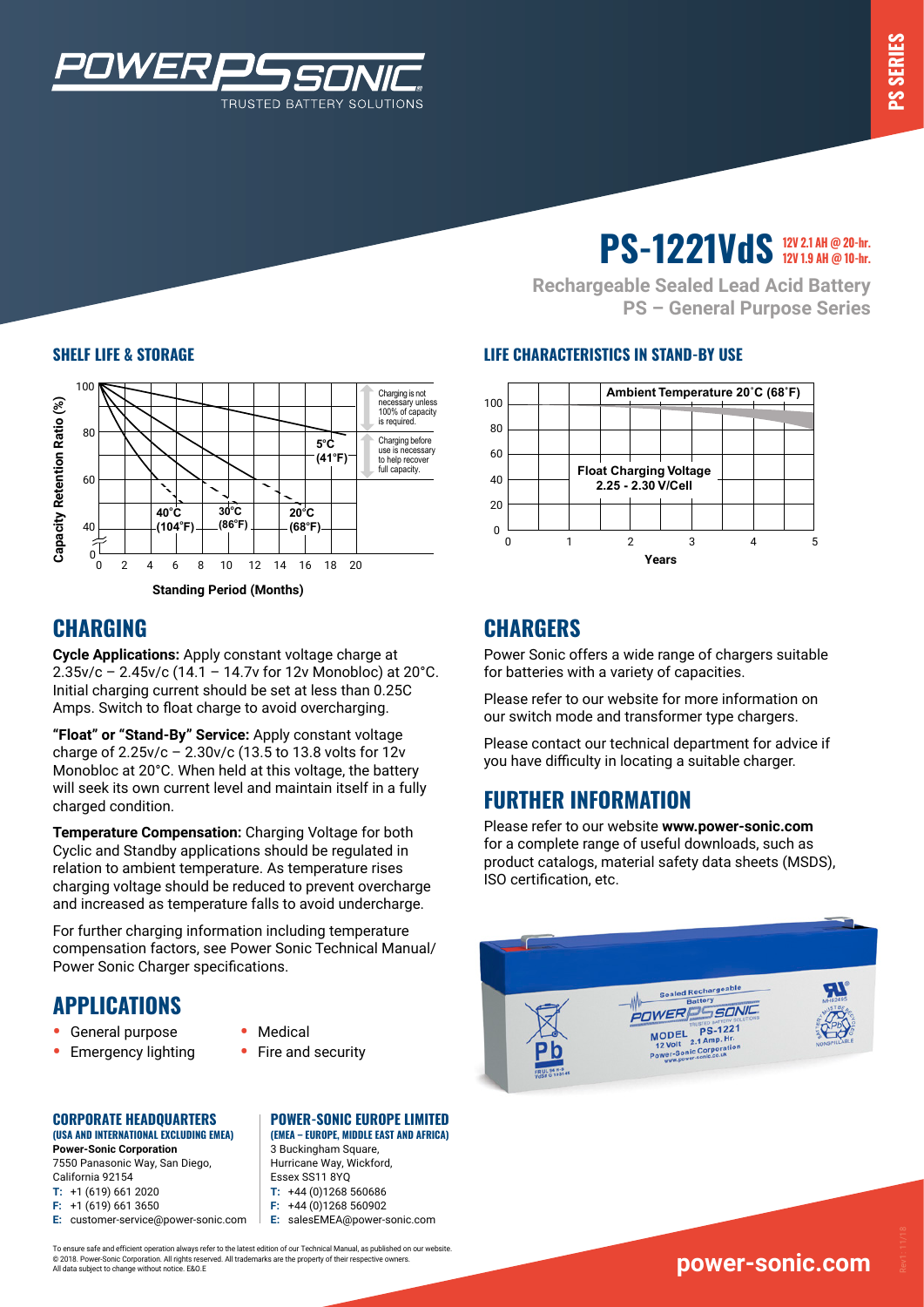# PS-1221VdS

12V 2.1 AH @ 20-hr.
12V 1.9 AH @ 10-hr.

**Rechargeable Sealed Lead Acid Battery**
**PS – General Purpose Series**

## SHELF LIFE & STORAGE

Capacity Retention Ratio (%)

100
80
60
40
0

0 2 4 6 8 10 12 14 16 18 20

Standing Period (Months)

40°C (104°F)
30°C (86°F)
20°C (68°F)
5°C (41°F)

Charging is not necessary unless 100% of capacity is required.

Charging before use is necessary to help recover full capacity.

## LIFE CHARACTERISTICS IN STAND-BY USE

Ambient Temperature 20˚C (68˚F)

Float Charging Voltage 2.25 - 2.30 V/Cell

100
80
60
40
20
0

0 1 2 3 4 5

Years

## CHARGING

**Cycle Applications:** Apply constant voltage charge at 2.35v/c – 2.45v/c (14.1 – 14.7v for 12v Monobloc) at 20°C. Initial charging current should be set at less than 0.25C Amps. Switch to float charge to avoid overcharging.

**"Float" or "Stand-By" Service:** Apply constant voltage charge of 2.25v/c – 2.30v/c (13.5 to 13.8 volts for 12v Monobloc at 20°C. When held at this voltage, the battery will seek its own current level and maintain itself in a fully charged condition.

**Temperature Compensation:** Charging Voltage for both Cyclic and Standby applications should be regulated in relation to ambient temperature. As temperature rises charging voltage should be reduced to prevent overcharge and increased as temperature falls to avoid undercharge.

For further charging information including temperature compensation factors, see Power Sonic Technical Manual/ Power Sonic Charger specifications.

## APPLICATIONS

- General purpose
- Emergency lighting
- Medical
- Fire and security

## CHARGERS

Power Sonic offers a wide range of chargers suitable for batteries with a variety of capacities.

Please refer to our website for more information on our switch mode and transformer type chargers.

Please contact our technical department for advice if you have difficulty in locating a suitable charger.

## FURTHER INFORMATION

Please refer to our website **www.power-sonic.com** for a complete range of useful downloads, such as product catalogs, material safety data sheets (MSDS), ISO certification, etc.

### CORPORATE HEADQUARTERS
**(USA AND INTERNATIONAL EXCLUDING EMEA)**

**Power-Sonic Corporation**
7550 Panasonic Way, San Diego,
California 92154
**T:** +1 (619) 661 2020
**F:** +1 (619) 661 3650
**E:** customer-service@power-sonic.com

### POWER-SONIC EUROPE LIMITED
**(EMEA – EUROPE, MIDDLE EAST AND AFRICA)**

3 Buckingham Square,
Hurricane Way, Wickford,
Essex SS11 8YQ
**T:** +44 (0)1268 560686
**F:** +44 (0)1268 560902
**E:** salesEMEA@power-sonic.com

To ensure safe and efficient operation always refer to the latest edition of our Technical Manual, as published on our website.
© 2018. Power-Sonic Corporation. All rights reserved. All trademarks are the property of their respective owners.
All data subject to change without notice. E&O.E

**power-sonic.com**